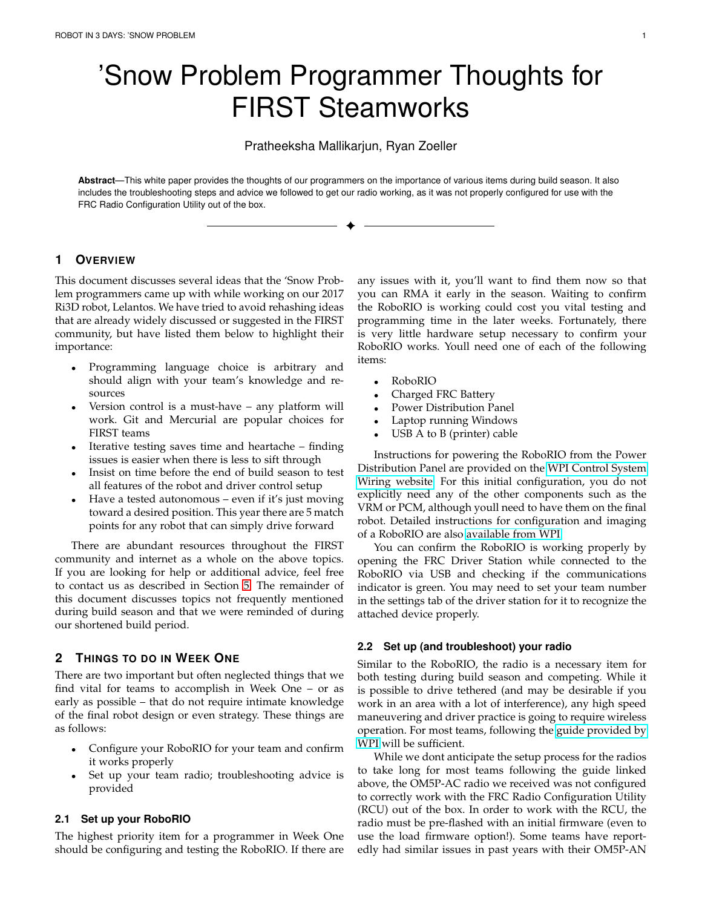# 'Snow Problem Programmer Thoughts for FIRST Steamworks

Pratheeksha Mallikarjun, Ryan Zoeller

**Abstract**—This white paper provides the thoughts of our programmers on the importance of various items during build season. It also includes the troubleshooting steps and advice we followed to get our radio working, as it was not properly configured for use with the FRC Radio Configuration Utility out of the box.

## 1 Overview

This document discusses several ideas that the 'Snow Problem programmers came up with while working on our 2017 Ri3D robot, Lelantos. We have tried to avoid rehashing ideas that are already widely discussed or suggested in the FIRST community, but have listed them below to highlight their importance:

- Programming language choice is arbitrary and should align with your team's knowledge and resources
- Version control is a must-have – any platform will work. Git and Mercurial are popular choices for FIRST teams
- Iterative testing saves time and heartache – finding issues is easier when there is less to sift through
- Insist on time before the end of build season to test all features of the robot and driver control setup
- Have a tested autonomous – even if it's just moving toward a desired position. This year there are 5 match points for any robot that can simply drive forward

There are abundant resources throughout the FIRST community and internet as a whole on the above topics. If you are looking for help or additional advice, feel free to contact us as described in Section 5. The remainder of this document discusses topics not frequently mentioned during build season and that we were reminded of during our shortened build period.

## 2 Things to do in Week One

There are two important but often neglected things that we find vital for teams to accomplish in Week One – or as early as possible – that do not require intimate knowledge of the final robot design or even strategy. These things are as follows:

- Configure your RoboRIO for your team and confirm it works properly
- Set up your team radio; troubleshooting advice is provided

### 2.1 Set up your RoboRIO

The highest priority item for a programmer in Week One should be configuring and testing the RoboRIO. If there are any issues with it, you'll want to find them now so that you can RMA it early in the season. Waiting to confirm the RoboRIO is working could cost you vital testing and programming time in the later weeks. Fortunately, there is very little hardware setup necessary to confirm your RoboRIO works. Youll need one of each of the following items:

- RoboRIO
- Charged FRC Battery
- Power Distribution Panel
- Laptop running Windows
- USB A to B (printer) cable

Instructions for powering the RoboRIO from the Power Distribution Panel are provided on the WPI Control System Wiring website. For this initial configuration, you do not explicitly need any of the other components such as the VRM or PCM, although youll need to have them on the final robot. Detailed instructions for configuration and imaging of a RoboRIO are also available from WPI.

You can confirm the RoboRIO is working properly by opening the FRC Driver Station while connected to the RoboRIO via USB and checking if the communications indicator is green. You may need to set your team number in the settings tab of the driver station for it to recognize the attached device properly.

### 2.2 Set up (and troubleshoot) your radio

Similar to the RoboRIO, the radio is a necessary item for both testing during build season and competing. While it is possible to drive tethered (and may be desirable if you work in an area with a lot of interference), any high speed maneuvering and driver practice is going to require wireless operation. For most teams, following the guide provided by WPI will be sufficient.

While we dont anticipate the setup process for the radios to take long for most teams following the guide linked above, the OM5P-AC radio we received was not configured to correctly work with the FRC Radio Configuration Utility (RCU) out of the box. In order to work with the RCU, the radio must be pre-flashed with an initial firmware (even to use the load firmware option!). Some teams have reportedly had similar issues in past years with their OM5P-AN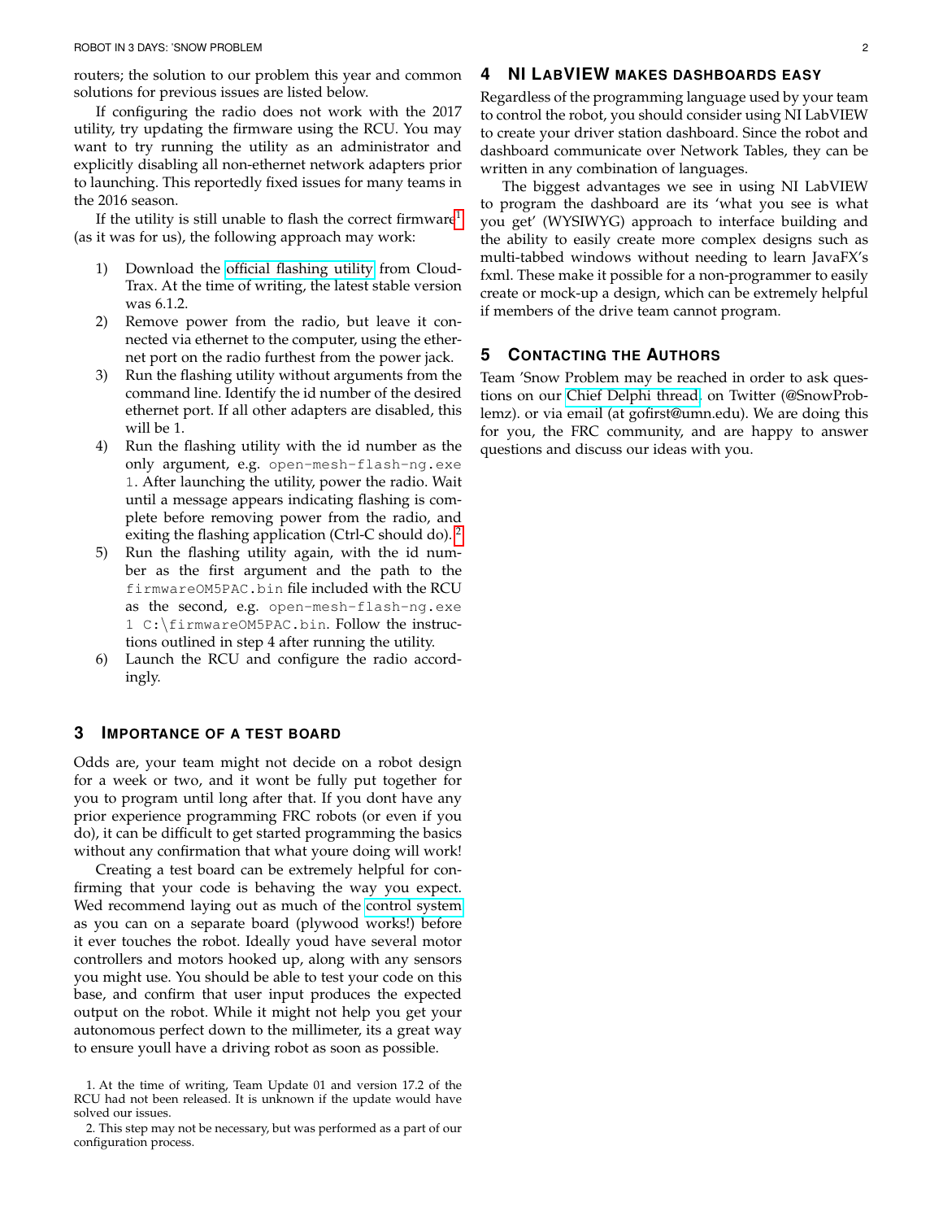routers; the solution to our problem this year and common solutions for previous issues are listed below.

If configuring the radio does not work with the 2017 utility, try updating the firmware using the RCU. You may want to try running the utility as an administrator and explicitly disabling all non-ethernet network adapters prior to launching. This reportedly fixed issues for many teams in the 2016 season.

If the utility is still unable to flash the correct firmware[1] (as it was for us), the following approach may work:

1) Download the official flashing utility from CloudTrax. At the time of writing, the latest stable version was 6.1.2.
2) Remove power from the radio, but leave it connected via ethernet to the computer, using the ethernet port on the radio furthest from the power jack.
3) Run the flashing utility without arguments from the command line. Identify the id number of the desired ethernet port. If all other adapters are disabled, this will be 1.
4) Run the flashing utility with the id number as the only argument, e.g. `open-mesh-flash-ng.exe 1`. After launching the utility, power the radio. Wait until a message appears indicating flashing is complete before removing power from the radio, and exiting the flashing application (Ctrl-C should do).[2]
5) Run the flashing utility again, with the id number as the first argument and the path to the `firmwareOM5PAC.bin` file included with the RCU as the second, e.g. `open-mesh-flash-ng.exe 1 C:\firmwareOM5PAC.bin`. Follow the instructions outlined in step 4 after running the utility.
6) Launch the RCU and configure the radio accordingly.

## 3 Importance of a Test Board

Odds are, your team might not decide on a robot design for a week or two, and it wont be fully put together for you to program until long after that. If you dont have any prior experience programming FRC robots (or even if you do), it can be difficult to get started programming the basics without any confirmation that what youre doing will work!

Creating a test board can be extremely helpful for confirming that your code is behaving the way you expect. Wed recommend laying out as much of the control system as you can on a separate board (plywood works!) before it ever touches the robot. Ideally youd have several motor controllers and motors hooked up, along with any sensors you might use. You should be able to test your code on this base, and confirm that user input produces the expected output on the robot. While it might not help you get your autonomous perfect down to the millimeter, its a great way to ensure youll have a driving robot as soon as possible.

1. At the time of writing, Team Update 01 and version 17.2 of the RCU had not been released. It is unknown if the update would have solved our issues.

2. This step may not be necessary, but was performed as a part of our configuration process.

## 4 NI LabVIEW makes dashboards easy

Regardless of the programming language used by your team to control the robot, you should consider using NI LabVIEW to create your driver station dashboard. Since the robot and dashboard communicate over Network Tables, they can be written in any combination of languages.

The biggest advantages we see in using NI LabVIEW to program the dashboard are its 'what you see is what you get' (WYSIWYG) approach to interface building and the ability to easily create more complex designs such as multi-tabbed windows without needing to learn JavaFX's fxml. These make it possible for a non-programmer to easily create or mock-up a design, which can be extremely helpful if members of the drive team cannot program.

## 5 Contacting the Authors

Team 'Snow Problem may be reached in order to ask questions on our Chief Delphi thread. on Twitter (@SnowProblemz). or via email (at gofirst@umn.edu). We are doing this for you, the FRC community, and are happy to answer questions and discuss our ideas with you.